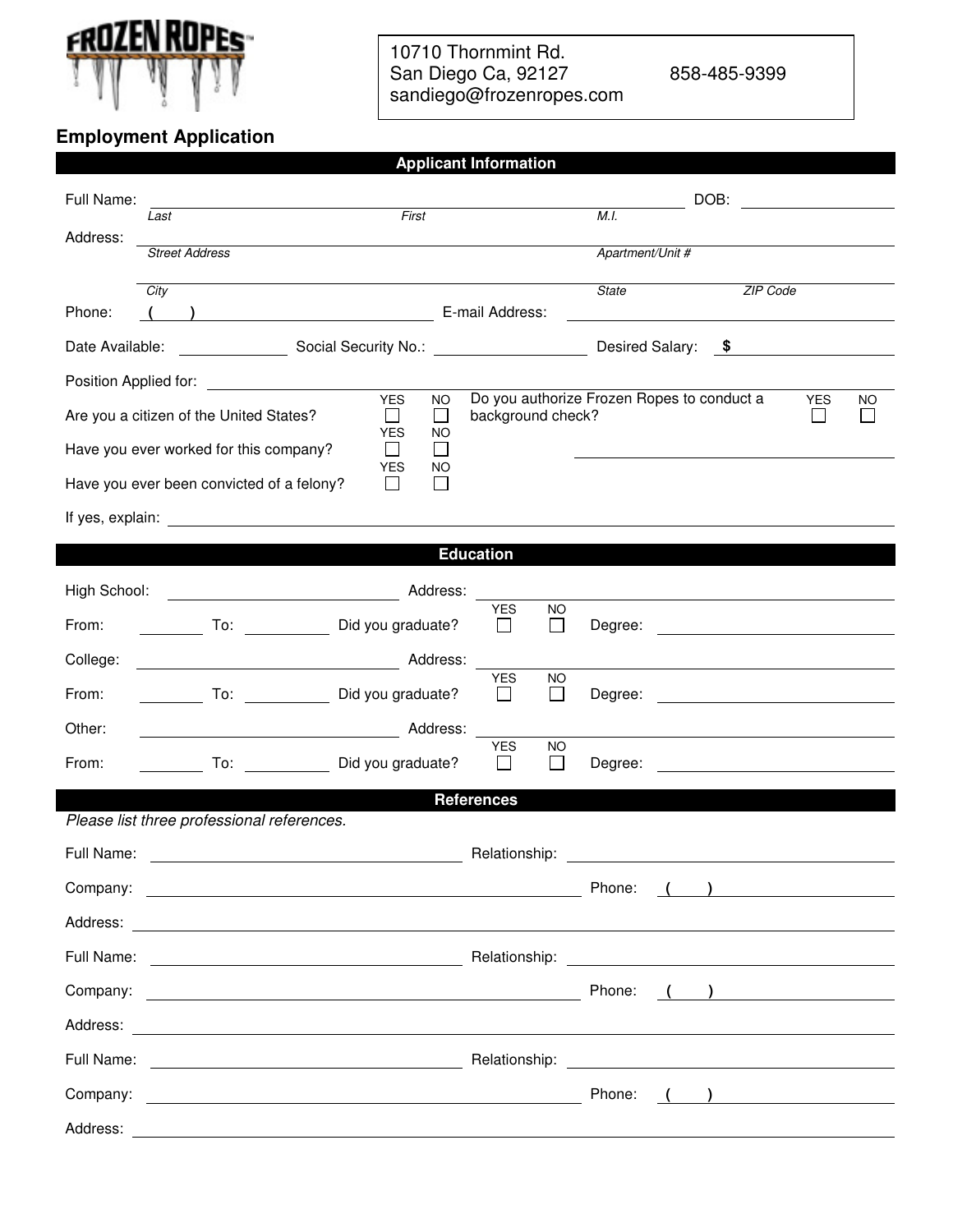FROZEN ROPES

10710 Thornmint Rd.
San Diego Ca, 92127
858-485-9399
sandiego@frozenropes.com

# Employment Application

## Applicant Information

Full Name: ____________________________________________ DOB: ______________
*Last* *First* *M.I.*

Address: ______________________________________________________________
*Street Address* *Apartment/Unit #*

______________________________________________________________
*City* *State* *ZIP Code*

Phone: ( ) ____________________ E-mail Address: ____________________

Date Available: ____________ Social Security No.: ____________ Desired Salary: $ ____________

Position Applied for: ______________________________________________

Are you a citizen of the United States? YES ☐ NO ☐

Do you authorize Frozen Ropes to conduct a background check? YES ☐ NO ☐

Have you ever worked for this company? YES ☐ NO ☐

Have you ever been convicted of a felony? YES ☐ NO ☐

If yes, explain: ______________________________________________

## Education

High School: ____________________ Address: ____________________

From: ________ To: ________ Did you graduate? YES ☐ NO ☐ Degree: ____________

College: ____________________ Address: ____________________

From: ________ To: ________ Did you graduate? YES ☐ NO ☐ Degree: ____________

Other: ____________________ Address: ____________________

From: ________ To: ________ Did you graduate? YES ☐ NO ☐ Degree: ____________

## References

*Please list three professional references.*

Full Name: ____________________ Relationship: ____________________

Company: ____________________ Phone: ( ) ____________________

Address: ______________________________________________

Full Name: ____________________ Relationship: ____________________

Company: ____________________ Phone: ( ) ____________________

Address: ______________________________________________

Full Name: ____________________ Relationship: ____________________

Company: ____________________ Phone: ( ) ____________________

Address: ______________________________________________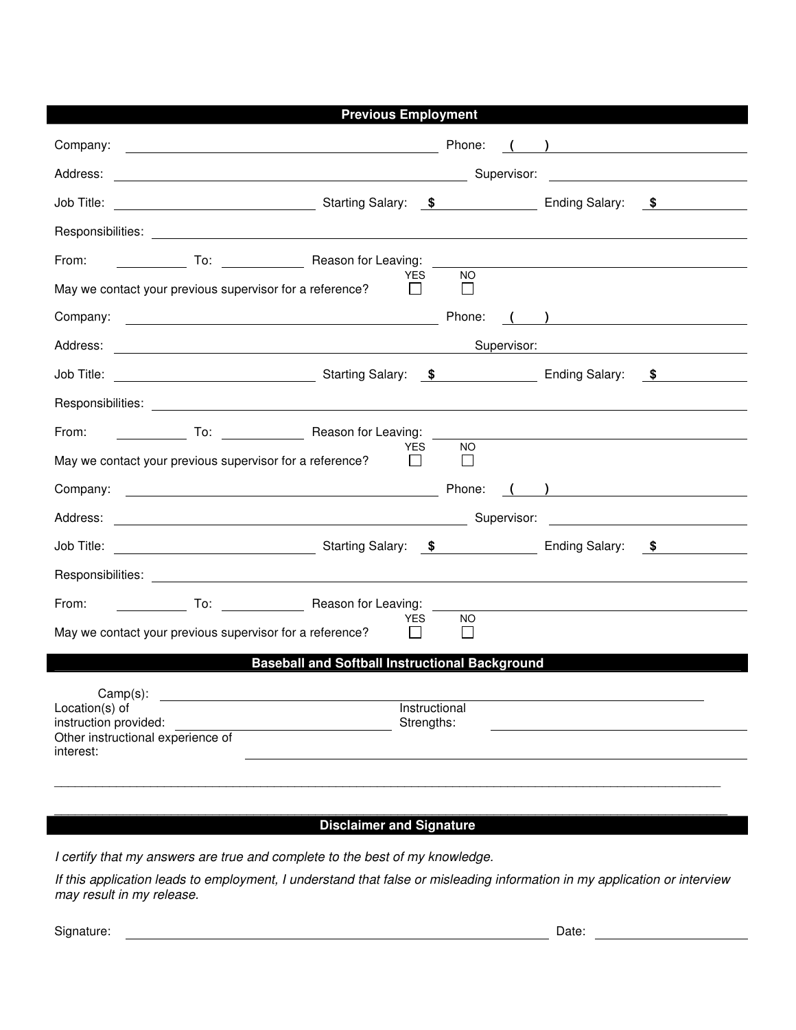## Previous Employment

Company: ______________________ Phone: ( ) ______________________

Address: ______________________ Supervisor: ______________________

Job Title: ______________________ Starting Salary: $ ______________________ Ending Salary: $ ______________________

Responsibilities: ______________________

From: __________ To: __________ Reason for Leaving: ______________________

May we contact your previous supervisor for a reference? YES ☐ NO ☐

Company: ______________________ Phone: ( ) ______________________

Address: ______________________ Supervisor: ______________________

Job Title: ______________________ Starting Salary: $ ______________________ Ending Salary: $ ______________________

Responsibilities: ______________________

From: __________ To: __________ Reason for Leaving: ______________________

May we contact your previous supervisor for a reference? YES ☐ NO ☐

Company: ______________________ Phone: ( ) ______________________

Address: ______________________ Supervisor: ______________________

Job Title: ______________________ Starting Salary: $ ______________________ Ending Salary: $ ______________________

Responsibilities: ______________________

From: __________ To: __________ Reason for Leaving: ______________________

May we contact your previous supervisor for a reference? YES ☐ NO ☐

## Baseball and Softball Instructional Background

Camp(s): ______________________

Location(s) of instruction provided: ______________________ Instructional Strengths: ______________________

Other instructional experience of interest: ______________________

______________________

______________________

## Disclaimer and Signature

*I certify that my answers are true and complete to the best of my knowledge.*

*If this application leads to employment, I understand that false or misleading information in my application or interview may result in my release.*

Signature: ______________________ Date: ______________________